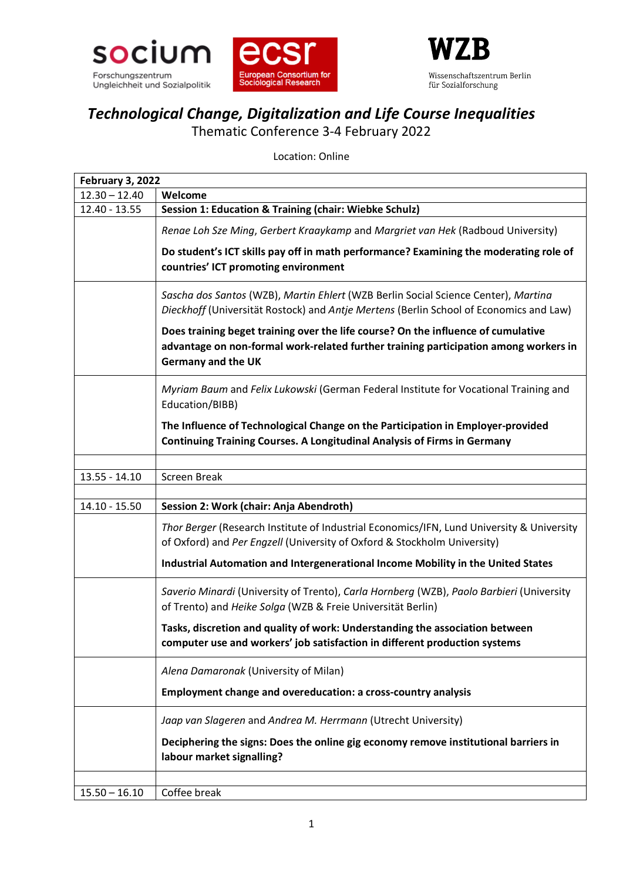socium Forschungszentrum Ungleichheit und Sozialpolitik | ecsr European Consortium for Sociological Research | WZB Wissenschaftszentrum Berlin für Sozialforschung

# *Technological Change, Digitalization and Life Course Inequalities*

Thematic Conference 3-4 February 2022

Location: Online

| **February 3, 2022** | |
|---|---|
| 12.30 – 12.40 | **Welcome** |
| 12.40 - 13.55 | **Session 1: Education & Training (chair: Wiebke Schulz)** |
| | *Renae Loh Sze Ming*, *Gerbert Kraaykamp* and *Margriet van Hek* (Radboud University)<br><br>**Do student's ICT skills pay off in math performance? Examining the moderating role of countries' ICT promoting environment** |
| | *Sascha dos Santos* (WZB), *Martin Ehlert* (WZB Berlin Social Science Center), *Martina Dieckhoff* (Universität Rostock) and *Antje Mertens* (Berlin School of Economics and Law)<br><br>**Does training beget training over the life course? On the influence of cumulative advantage on non-formal work-related further training participation among workers in Germany and the UK** |
| | *Myriam Baum* and *Felix Lukowski* (German Federal Institute for Vocational Training and Education/BIBB)<br><br>**The Influence of Technological Change on the Participation in Employer-provided Continuing Training Courses. A Longitudinal Analysis of Firms in Germany** |
| | |
| 13.55 - 14.10 | Screen Break |
| | |
| 14.10 - 15.50 | **Session 2: Work (chair: Anja Abendroth)** |
| | *Thor Berger* (Research Institute of Industrial Economics/IFN, Lund University & University of Oxford) and *Per Engzell* (University of Oxford & Stockholm University)<br><br>**Industrial Automation and Intergenerational Income Mobility in the United States** |
| | *Saverio Minardi* (University of Trento), *Carla Hornberg* (WZB), *Paolo Barbieri* (University of Trento) and *Heike Solga* (WZB & Freie Universität Berlin)<br><br>**Tasks, discretion and quality of work: Understanding the association between computer use and workers' job satisfaction in different production systems** |
| | *Alena Damaronak* (University of Milan)<br><br>**Employment change and overeducation: a cross-country analysis** |
| | *Jaap van Slageren* and *Andrea M. Herrmann* (Utrecht University)<br><br>**Deciphering the signs: Does the online gig economy remove institutional barriers in labour market signalling?** |
| | |
| 15.50 – 16.10 | Coffee break |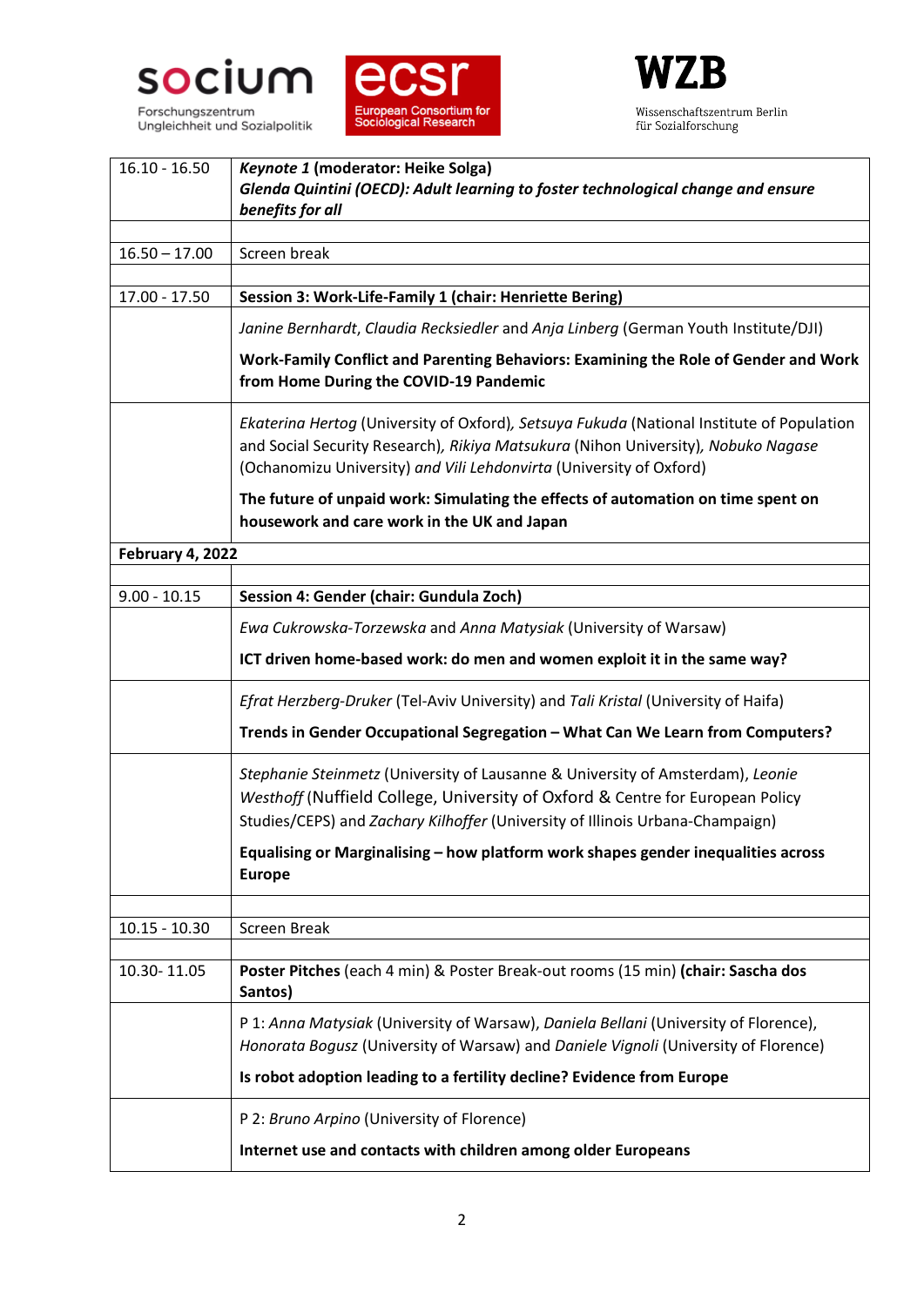| | |
|---|---|
| 16.10 - 16.50 | ***Keynote 1*** **(moderator: Heike Solga)**<br>***Glenda Quintini (OECD): Adult learning to foster technological change and ensure benefits for all*** |
| | |
| 16.50 – 17.00 | Screen break |
| | |
| 17.00 - 17.50 | **Session 3: Work-Life-Family 1 (chair: Henriette Bering)** |
| | *Janine Bernhardt*, *Claudia Recksiedler* and *Anja Linberg* (German Youth Institute/DJI)<br>**Work-Family Conflict and Parenting Behaviors: Examining the Role of Gender and Work from Home During the COVID-19 Pandemic** |
| | *Ekaterina Hertog* (University of Oxford), *Setsuya Fukuda* (National Institute of Population and Social Security Research), *Rikiya Matsukura* (Nihon University), *Nobuko Nagase* (Ochanomizu University) *and Vili Lehdonvirta* (University of Oxford)<br>**The future of unpaid work: Simulating the effects of automation on time spent on housework and care work in the UK and Japan** |
| **February 4, 2022** | |
| | |
| 9.00 - 10.15 | **Session 4: Gender (chair: Gundula Zoch)** |
| | *Ewa Cukrowska-Torzewska* and *Anna Matysiak* (University of Warsaw)<br>**ICT driven home-based work: do men and women exploit it in the same way?** |
| | *Efrat Herzberg-Druker* (Tel-Aviv University) and *Tali Kristal* (University of Haifa)<br>**Trends in Gender Occupational Segregation – What Can We Learn from Computers?** |
| | *Stephanie Steinmetz* (University of Lausanne & University of Amsterdam), *Leonie Westhoff* (Nuffield College, University of Oxford & Centre for European Policy Studies/CEPS) and *Zachary Kilhoffer* (University of Illinois Urbana-Champaign)<br>**Equalising or Marginalising – how platform work shapes gender inequalities across Europe** |
| | |
| 10.15 - 10.30 | Screen Break |
| | |
| 10.30- 11.05 | **Poster Pitches** (each 4 min) & Poster Break-out rooms (15 min) **(chair: Sascha dos Santos)** |
| | P 1: *Anna Matysiak* (University of Warsaw), *Daniela Bellani* (University of Florence), *Honorata Bogusz* (University of Warsaw) and *Daniele Vignoli* (University of Florence)<br>**Is robot adoption leading to a fertility decline? Evidence from Europe** |
| | P 2: *Bruno Arpino* (University of Florence)<br>**Internet use and contacts with children among older Europeans** |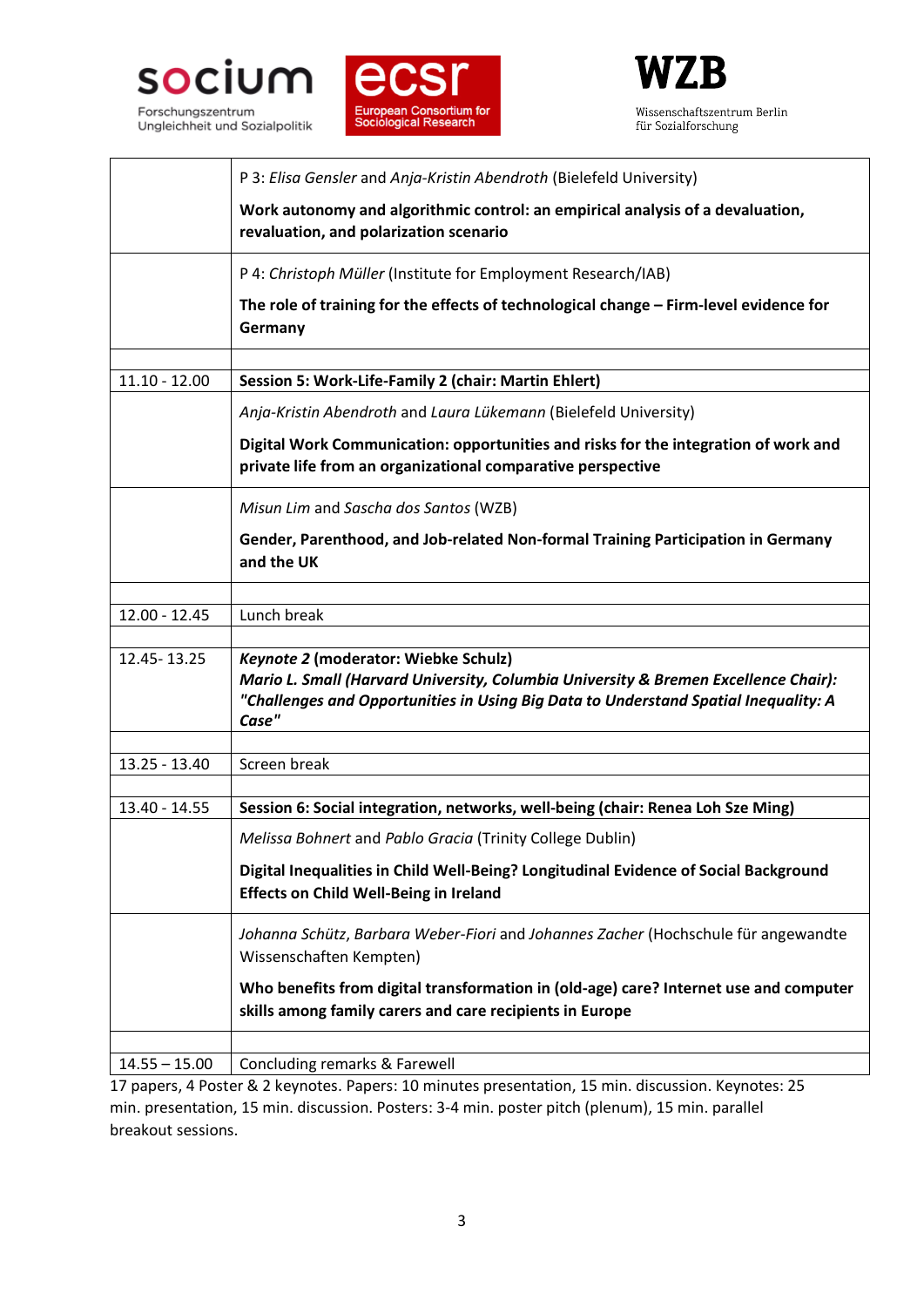| | |
|---|---|
| | P 3: *Elisa Gensler* and *Anja-Kristin Abendroth* (Bielefeld University)<br><br>**Work autonomy and algorithmic control: an empirical analysis of a devaluation, revaluation, and polarization scenario** |
| | P 4: *Christoph Müller* (Institute for Employment Research/IAB)<br><br>**The role of training for the effects of technological change – Firm-level evidence for Germany** |
| | |
| 11.10 - 12.00 | **Session 5: Work-Life-Family 2 (chair: Martin Ehlert)** |
| | *Anja-Kristin Abendroth* and *Laura Lükemann* (Bielefeld University)<br><br>**Digital Work Communication: opportunities and risks for the integration of work and private life from an organizational comparative perspective** |
| | *Misun Lim* and *Sascha dos Santos* (WZB)<br><br>**Gender, Parenthood, and Job-related Non-formal Training Participation in Germany and the UK** |
| | |
| 12.00 - 12.45 | Lunch break |
| | |
| 12.45- 13.25 | ***Keynote 2*** **(moderator: Wiebke Schulz)**<br>***Mario L. Small (Harvard University, Columbia University & Bremen Excellence Chair): "Challenges and Opportunities in Using Big Data to Understand Spatial Inequality: A Case"*** |
| | |
| 13.25 - 13.40 | Screen break |
| | |
| 13.40 - 14.55 | **Session 6: Social integration, networks, well-being (chair: Renea Loh Sze Ming)** |
| | *Melissa Bohnert* and *Pablo Gracia* (Trinity College Dublin)<br><br>**Digital Inequalities in Child Well-Being? Longitudinal Evidence of Social Background Effects on Child Well-Being in Ireland** |
| | *Johanna Schütz*, *Barbara Weber-Fiori* and *Johannes Zacher* (Hochschule für angewandte Wissenschaften Kempten)<br><br>**Who benefits from digital transformation in (old-age) care? Internet use and computer skills among family carers and care recipients in Europe** |
| | |
| 14.55 – 15.00 | Concluding remarks & Farewell |

17 papers, 4 Poster & 2 keynotes. Papers: 10 minutes presentation, 15 min. discussion. Keynotes: 25 min. presentation, 15 min. discussion. Posters: 3-4 min. poster pitch (plenum), 15 min. parallel breakout sessions.